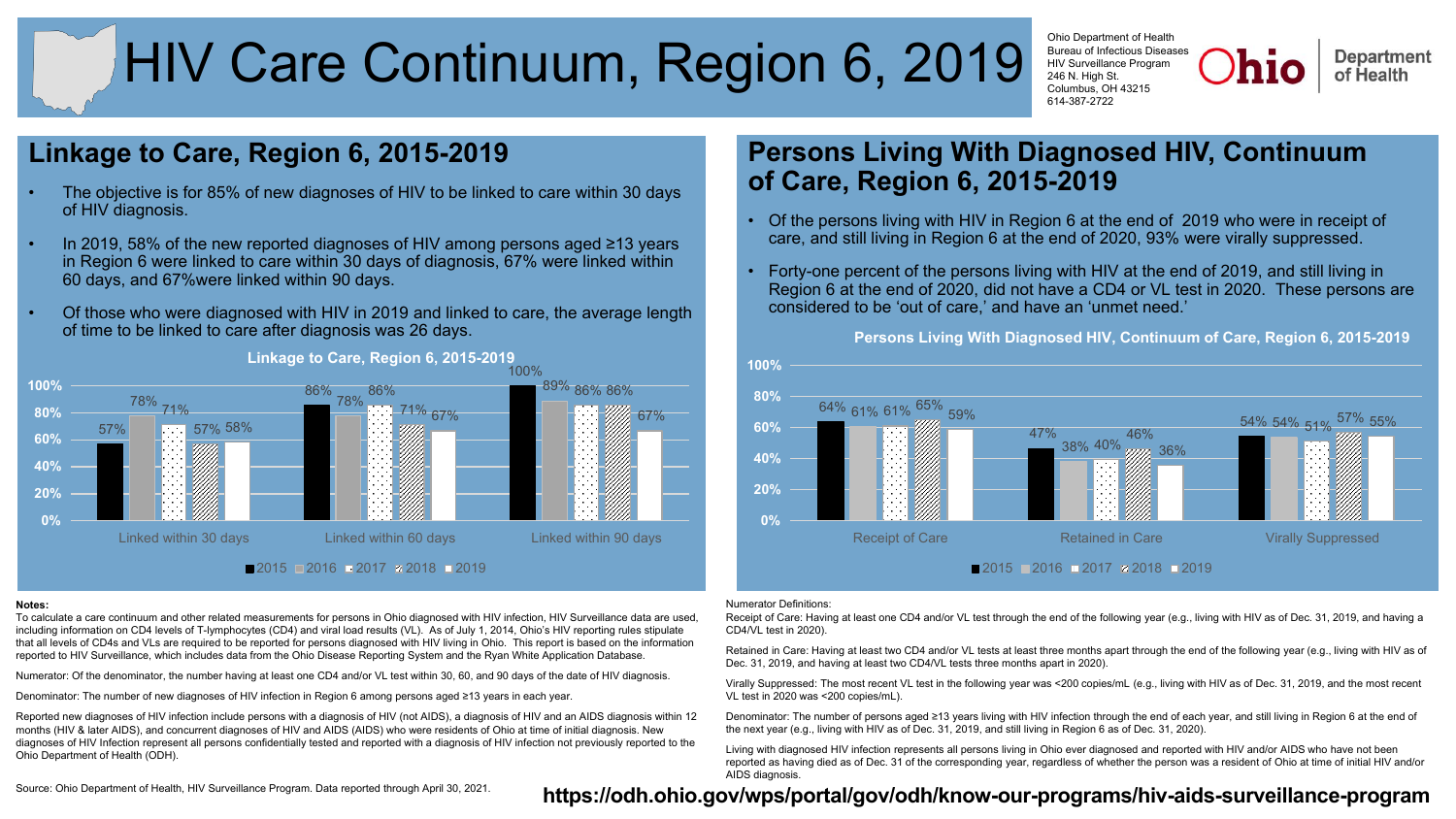# HIV Care Continuum, Region 6, 2019

Ohio Department of Health
Bureau of Infectious Diseases
HIV Surveillance Program
246 N. High St.
Columbus, OH 43215
614-387-2722

Ohio Department of Health

## Linkage to Care, Region 6, 2015-2019

- The objective is for 85% of new diagnoses of HIV to be linked to care within 30 days of HIV diagnosis.
- In 2019, 58% of the new reported diagnoses of HIV among persons aged ≥13 years in Region 6 were linked to care within 30 days of diagnosis, 67% were linked within 60 days, and 67%were linked within 90 days.
- Of those who were diagnosed with HIV in 2019 and linked to care, the average length of time to be linked to care after diagnosis was 26 days.

**Linkage to Care, Region 6, 2015-2019**

| | 2015 | 2016 | 2017 | 2018 | 2019 |
|---|---|---|---|---|---|
| Linked within 30 days | 57% | 78% | 71% | 57% | 58% |
| Linked within 60 days | 86% | 78% | 86% | 71% | 67% |
| Linked within 90 days | 100% | 89% | 86% | 86% | 67% |

## Persons Living With Diagnosed HIV, Continuum of Care, Region 6, 2015-2019

- Of the persons living with HIV in Region 6 at the end of 2019 who were in receipt of care, and still living in Region 6 at the end of 2020, 93% were virally suppressed.
- Forty-one percent of the persons living with HIV at the end of 2019, and still living in Region 6 at the end of 2020, did not have a CD4 or VL test in 2020. These persons are considered to be 'out of care,' and have an 'unmet need.'

**Persons Living With Diagnosed HIV, Continuum of Care, Region 6, 2015-2019**

| | 2015 | 2016 | 2017 | 2018 | 2019 |
|---|---|---|---|---|---|
| Receipt of Care | 64% | 61% | 61% | 65% | 59% |
| Retained in Care | 47% | 38% | 40% | 46% | 36% |
| Virally Suppressed | 54% | 54% | 51% | 57% | 55% |

**Notes:**

To calculate a care continuum and other related measurements for persons in Ohio diagnosed with HIV infection, HIV Surveillance data are used, including information on CD4 levels of T-lymphocytes (CD4) and viral load results (VL). As of July 1, 2014, Ohio's HIV reporting rules stipulate that all levels of CD4s and VLs are required to be reported for persons diagnosed with HIV living in Ohio. This report is based on the information reported to HIV Surveillance, which includes data from the Ohio Disease Reporting System and the Ryan White Application Database.

Numerator: Of the denominator, the number having at least one CD4 and/or VL test within 30, 60, and 90 days of the date of HIV diagnosis.

Denominator: The number of new diagnoses of HIV infection in Region 6 among persons aged ≥13 years in each year.

Reported new diagnoses of HIV infection include persons with a diagnosis of HIV (not AIDS), a diagnosis of HIV and an AIDS diagnosis within 12 months (HIV & later AIDS), and concurrent diagnoses of HIV and AIDS (AIDS) who were residents of Ohio at time of initial diagnosis. New diagnoses of HIV Infection represent all persons confidentially tested and reported with a diagnosis of HIV infection not previously reported to the Ohio Department of Health (ODH).

Source: Ohio Department of Health, HIV Surveillance Program. Data reported through April 30, 2021.

Numerator Definitions:

Receipt of Care: Having at least one CD4 and/or VL test through the end of the following year (e.g., living with HIV as of Dec. 31, 2019, and having a CD4/VL test in 2020).

Retained in Care: Having at least two CD4 and/or VL tests at least three months apart through the end of the following year (e.g., living with HIV as of Dec. 31, 2019, and having at least two CD4/VL tests three months apart in 2020).

Virally Suppressed: The most recent VL test in the following year was <200 copies/mL (e.g., living with HIV as of Dec. 31, 2019, and the most recent VL test in 2020 was <200 copies/mL).

Denominator: The number of persons aged ≥13 years living with HIV infection through the end of each year, and still living in Region 6 at the end of the next year (e.g., living with HIV as of Dec. 31, 2019, and still living in Region 6 as of Dec. 31, 2020).

Living with diagnosed HIV infection represents all persons living in Ohio ever diagnosed and reported with HIV and/or AIDS who have not been reported as having died as of Dec. 31 of the corresponding year, regardless of whether the person was a resident of Ohio at time of initial HIV and/or AIDS diagnosis.

**https://odh.ohio.gov/wps/portal/gov/odh/know-our-programs/hiv-aids-surveillance-program**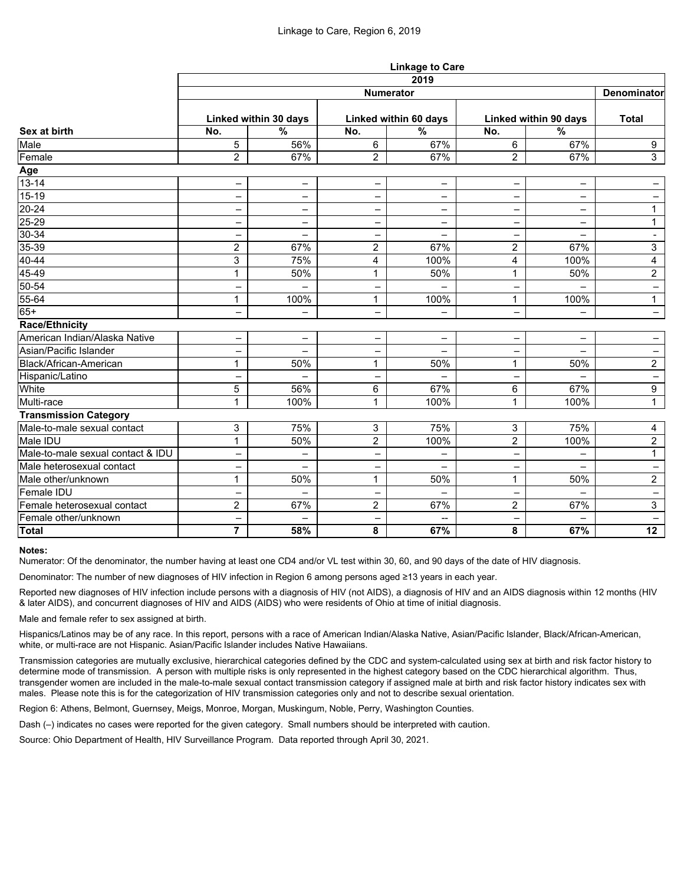Linkage to Care, Region 6, 2019

| | Linkage to Care | | | | | | |
|---|---|---|---|---|---|---|---|
| | 2019 | | | | | | |
| | Numerator | | | | | | Denominator |
| | Linked within 30 days | | Linked within 60 days | | Linked within 90 days | | Total |
| **Sex at birth** | No. | % | No. | % | No. | % | |
| Male | 5 | 56% | 6 | 67% | 6 | 67% | 9 |
| Female | 2 | 67% | 2 | 67% | 2 | 67% | 3 |
| **Age** | | | | | | | |
| 13-14 | – | – | – | – | – | – | – |
| 15-19 | – | – | – | – | – | – | – |
| 20-24 | – | – | – | – | – | – | 1 |
| 25-29 | – | – | – | – | – | – | 1 |
| 30-34 | – | – | – | – | – | – | - |
| 35-39 | 2 | 67% | 2 | 67% | 2 | 67% | 3 |
| 40-44 | 3 | 75% | 4 | 100% | 4 | 100% | 4 |
| 45-49 | 1 | 50% | 1 | 50% | 1 | 50% | 2 |
| 50-54 | – | – | – | – | – | – | – |
| 55-64 | 1 | 100% | 1 | 100% | 1 | 100% | 1 |
| 65+ | – | – | – | – | – | – | – |
| **Race/Ethnicity** | | | | | | | |
| American Indian/Alaska Native | – | – | – | – | – | – | – |
| Asian/Pacific Islander | – | – | – | – | – | – | – |
| Black/African-American | 1 | 50% | 1 | 50% | 1 | 50% | 2 |
| Hispanic/Latino | – | – | – | – | – | – | – |
| White | 5 | 56% | 6 | 67% | 6 | 67% | 9 |
| Multi-race | 1 | 100% | 1 | 100% | 1 | 100% | 1 |
| **Transmission Category** | | | | | | | |
| Male-to-male sexual contact | 3 | 75% | 3 | 75% | 3 | 75% | 4 |
| Male IDU | 1 | 50% | 2 | 100% | 2 | 100% | 2 |
| Male-to-male sexual contact & IDU | – | – | – | – | – | – | 1 |
| Male heterosexual contact | – | – | – | – | – | – | – |
| Male other/unknown | 1 | 50% | 1 | 50% | 1 | 50% | 2 |
| Female IDU | – | – | – | – | – | – | – |
| Female heterosexual contact | 2 | 67% | 2 | 67% | 2 | 67% | 3 |
| Female other/unknown | – | – | – | -- | – | – | – |
| **Total** | **7** | **58%** | **8** | **67%** | **8** | **67%** | **12** |

**Notes:**

Numerator: Of the denominator, the number having at least one CD4 and/or VL test within 30, 60, and 90 days of the date of HIV diagnosis.

Denominator: The number of new diagnoses of HIV infection in Region 6 among persons aged ≥13 years in each year.

Reported new diagnoses of HIV infection include persons with a diagnosis of HIV (not AIDS), a diagnosis of HIV and an AIDS diagnosis within 12 months (HIV & later AIDS), and concurrent diagnoses of HIV and AIDS (AIDS) who were residents of Ohio at time of initial diagnosis.

Male and female refer to sex assigned at birth.

Hispanics/Latinos may be of any race. In this report, persons with a race of American Indian/Alaska Native, Asian/Pacific Islander, Black/African-American, white, or multi-race are not Hispanic. Asian/Pacific Islander includes Native Hawaiians.

Transmission categories are mutually exclusive, hierarchical categories defined by the CDC and system-calculated using sex at birth and risk factor history to determine mode of transmission. A person with multiple risks is only represented in the highest category based on the CDC hierarchical algorithm. Thus, transgender women are included in the male-to-male sexual contact transmission category if assigned male at birth and risk factor history indicates sex with males. Please note this is for the categorization of HIV transmission categories only and not to describe sexual orientation.

Region 6: Athens, Belmont, Guernsey, Meigs, Monroe, Morgan, Muskingum, Noble, Perry, Washington Counties.

Dash (–) indicates no cases were reported for the given category. Small numbers should be interpreted with caution.

Source: Ohio Department of Health, HIV Surveillance Program. Data reported through April 30, 2021.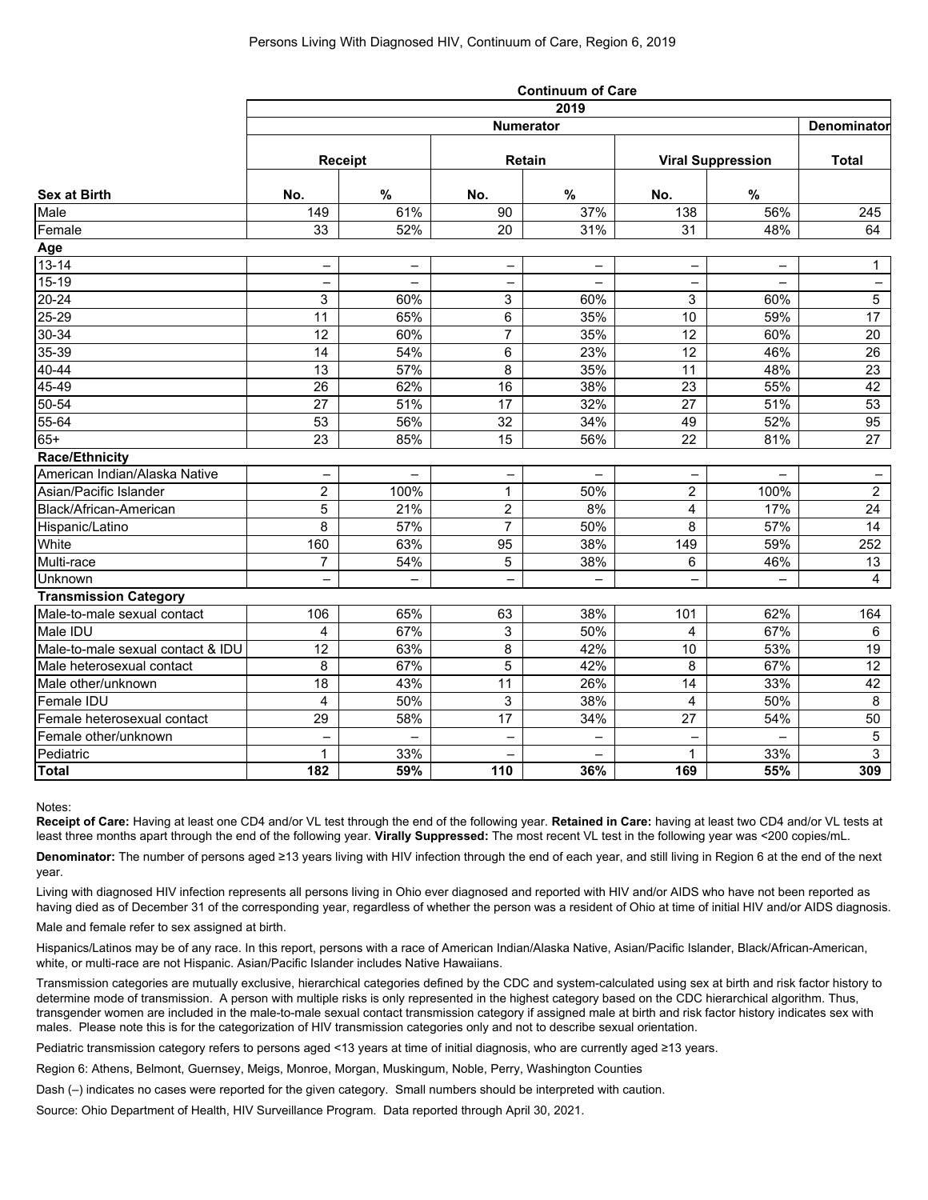Persons Living With Diagnosed HIV, Continuum of Care, Region 6, 2019

| | Continuum of Care | | | | | | |
|---|---|---|---|---|---|---|---|
| | 2019 | | | | | | |
| | Numerator | | | | | | Denominator |
| | Receipt | | Retain | | Viral Suppression | | Total |
| **Sex at Birth** | No. | % | No. | % | No. | % | |
| Male | 149 | 61% | 90 | 37% | 138 | 56% | 245 |
| Female | 33 | 52% | 20 | 31% | 31 | 48% | 64 |
| **Age** | | | | | | | |
| 13-14 | – | – | – | – | – | – | 1 |
| 15-19 | – | – | – | – | – | – | – |
| 20-24 | 3 | 60% | 3 | 60% | 3 | 60% | 5 |
| 25-29 | 11 | 65% | 6 | 35% | 10 | 59% | 17 |
| 30-34 | 12 | 60% | 7 | 35% | 12 | 60% | 20 |
| 35-39 | 14 | 54% | 6 | 23% | 12 | 46% | 26 |
| 40-44 | 13 | 57% | 8 | 35% | 11 | 48% | 23 |
| 45-49 | 26 | 62% | 16 | 38% | 23 | 55% | 42 |
| 50-54 | 27 | 51% | 17 | 32% | 27 | 51% | 53 |
| 55-64 | 53 | 56% | 32 | 34% | 49 | 52% | 95 |
| 65+ | 23 | 85% | 15 | 56% | 22 | 81% | 27 |
| **Race/Ethnicity** | | | | | | | |
| American Indian/Alaska Native | – | – | – | – | – | – | – |
| Asian/Pacific Islander | 2 | 100% | 1 | 50% | 2 | 100% | 2 |
| Black/African-American | 5 | 21% | 2 | 8% | 4 | 17% | 24 |
| Hispanic/Latino | 8 | 57% | 7 | 50% | 8 | 57% | 14 |
| White | 160 | 63% | 95 | 38% | 149 | 59% | 252 |
| Multi-race | 7 | 54% | 5 | 38% | 6 | 46% | 13 |
| Unknown | – | – | – | – | – | – | 4 |
| **Transmission Category** | | | | | | | |
| Male-to-male sexual contact | 106 | 65% | 63 | 38% | 101 | 62% | 164 |
| Male IDU | 4 | 67% | 3 | 50% | 4 | 67% | 6 |
| Male-to-male sexual contact & IDU | 12 | 63% | 8 | 42% | 10 | 53% | 19 |
| Male heterosexual contact | 8 | 67% | 5 | 42% | 8 | 67% | 12 |
| Male other/unknown | 18 | 43% | 11 | 26% | 14 | 33% | 42 |
| Female IDU | 4 | 50% | 3 | 38% | 4 | 50% | 8 |
| Female heterosexual contact | 29 | 58% | 17 | 34% | 27 | 54% | 50 |
| Female other/unknown | – | – | – | – | – | – | 5 |
| Pediatric | 1 | 33% | – | – | 1 | 33% | 3 |
| **Total** | **182** | **59%** | **110** | **36%** | **169** | **55%** | **309** |

Notes:

**Receipt of Care:** Having at least one CD4 and/or VL test through the end of the following year. **Retained in Care:** having at least two CD4 and/or VL tests at least three months apart through the end of the following year. **Virally Suppressed:** The most recent VL test in the following year was <200 copies/mL.

**Denominator:** The number of persons aged ≥13 years living with HIV infection through the end of each year, and still living in Region 6 at the end of the next year.

Living with diagnosed HIV infection represents all persons living in Ohio ever diagnosed and reported with HIV and/or AIDS who have not been reported as having died as of December 31 of the corresponding year, regardless of whether the person was a resident of Ohio at time of initial HIV and/or AIDS diagnosis.

Male and female refer to sex assigned at birth.

Hispanics/Latinos may be of any race. In this report, persons with a race of American Indian/Alaska Native, Asian/Pacific Islander, Black/African-American, white, or multi-race are not Hispanic. Asian/Pacific Islander includes Native Hawaiians.

Transmission categories are mutually exclusive, hierarchical categories defined by the CDC and system-calculated using sex at birth and risk factor history to determine mode of transmission. A person with multiple risks is only represented in the highest category based on the CDC hierarchical algorithm. Thus, transgender women are included in the male-to-male sexual contact transmission category if assigned male at birth and risk factor history indicates sex with males. Please note this is for the categorization of HIV transmission categories only and not to describe sexual orientation.

Pediatric transmission category refers to persons aged <13 years at time of initial diagnosis, who are currently aged ≥13 years.

Region 6: Athens, Belmont, Guernsey, Meigs, Monroe, Morgan, Muskingum, Noble, Perry, Washington Counties

Dash (–) indicates no cases were reported for the given category. Small numbers should be interpreted with caution.

Source: Ohio Department of Health, HIV Surveillance Program. Data reported through April 30, 2021.